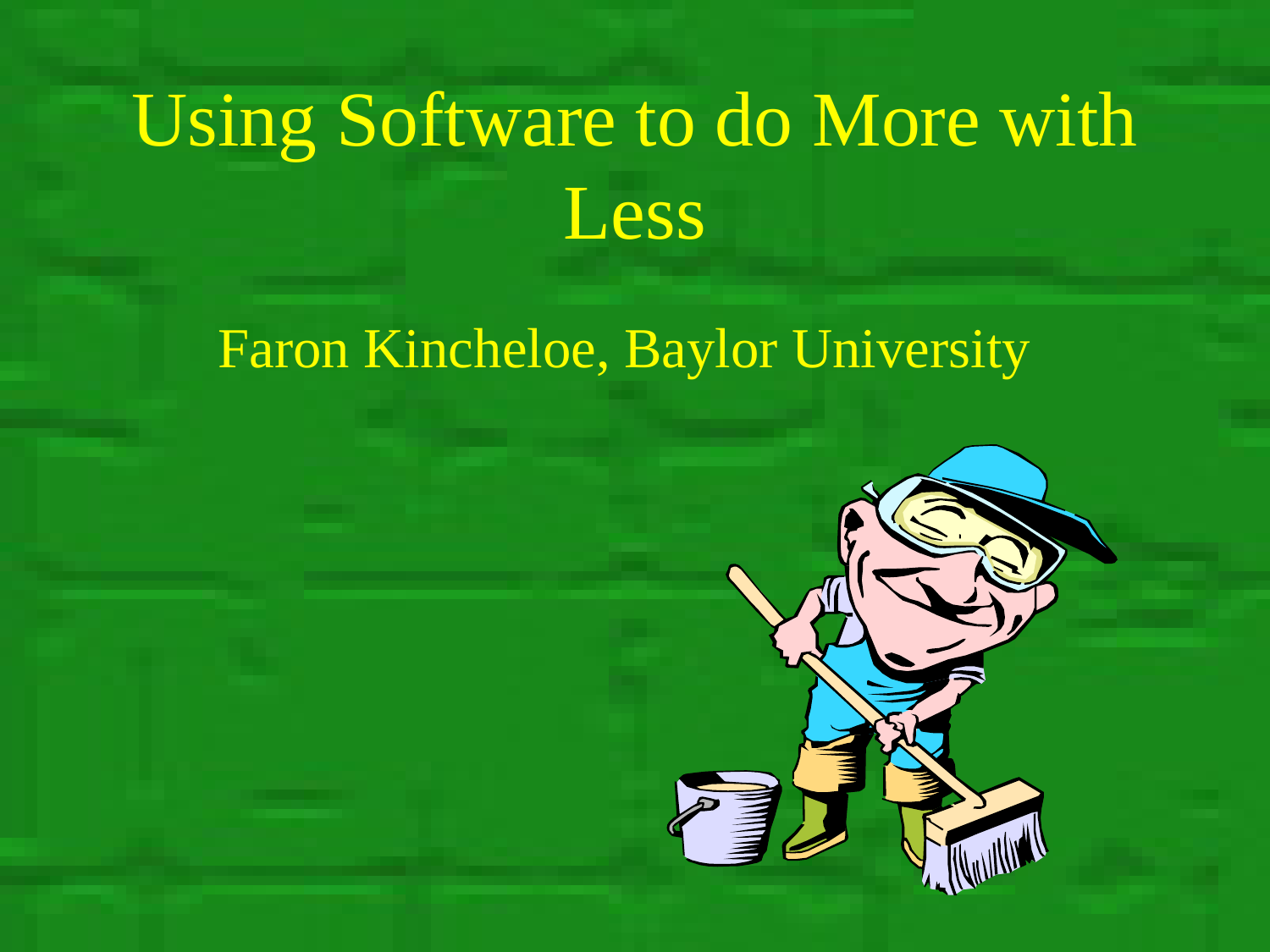# Using Software to do More with Less

Faron Kincheloe, Baylor University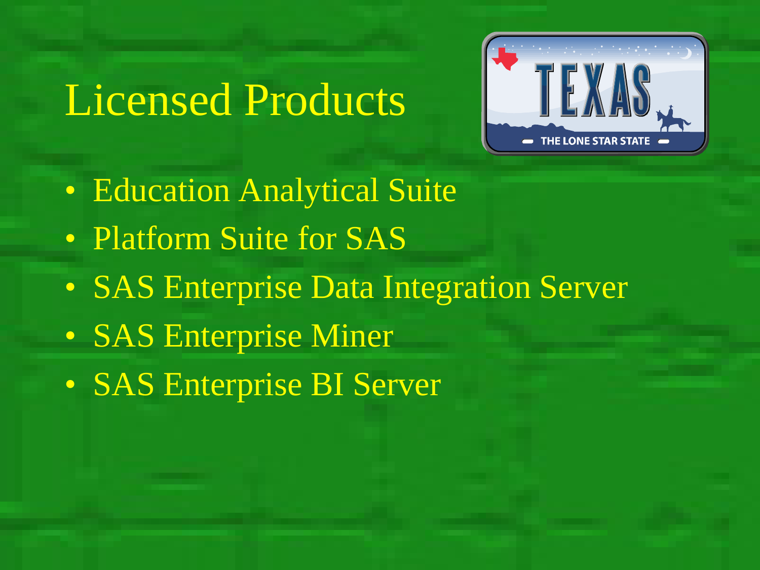# Licensed Products

- Education Analytical Suite
- Platform Suite for SAS
- SAS Enterprise Data Integration Server
- SAS Enterprise Miner
- SAS Enterprise BI Server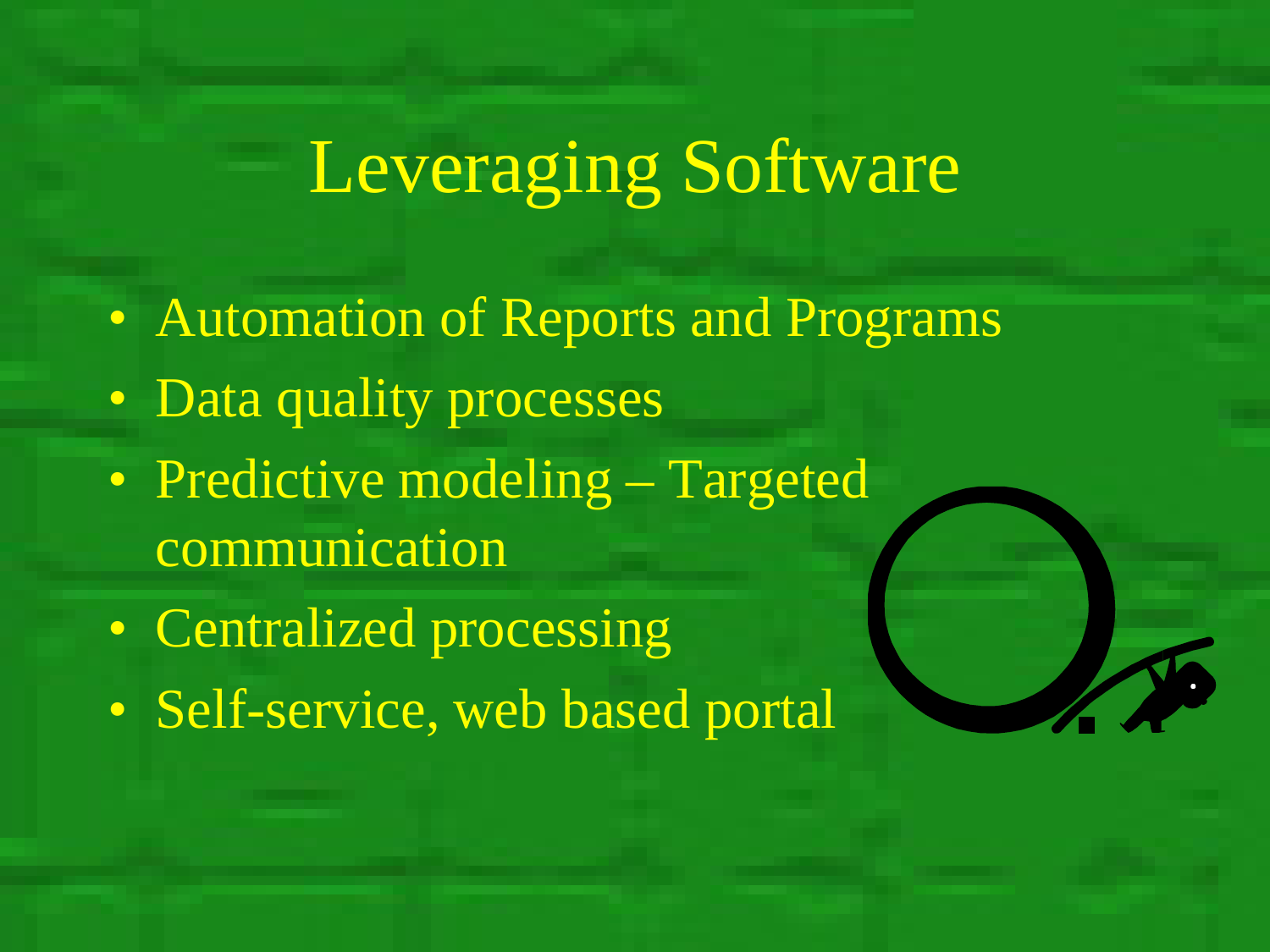# Leveraging Software

- Automation of Reports and Programs
- Data quality processes
- Predictive modeling – Targeted communication
- Centralized processing
- Self-service, web based portal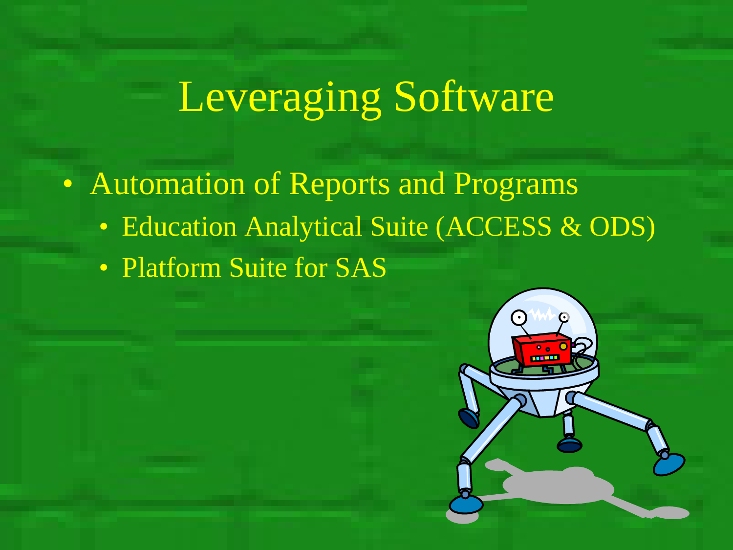# Leveraging Software

- Automation of Reports and Programs
  - Education Analytical Suite (ACCESS & ODS)
  - Platform Suite for SAS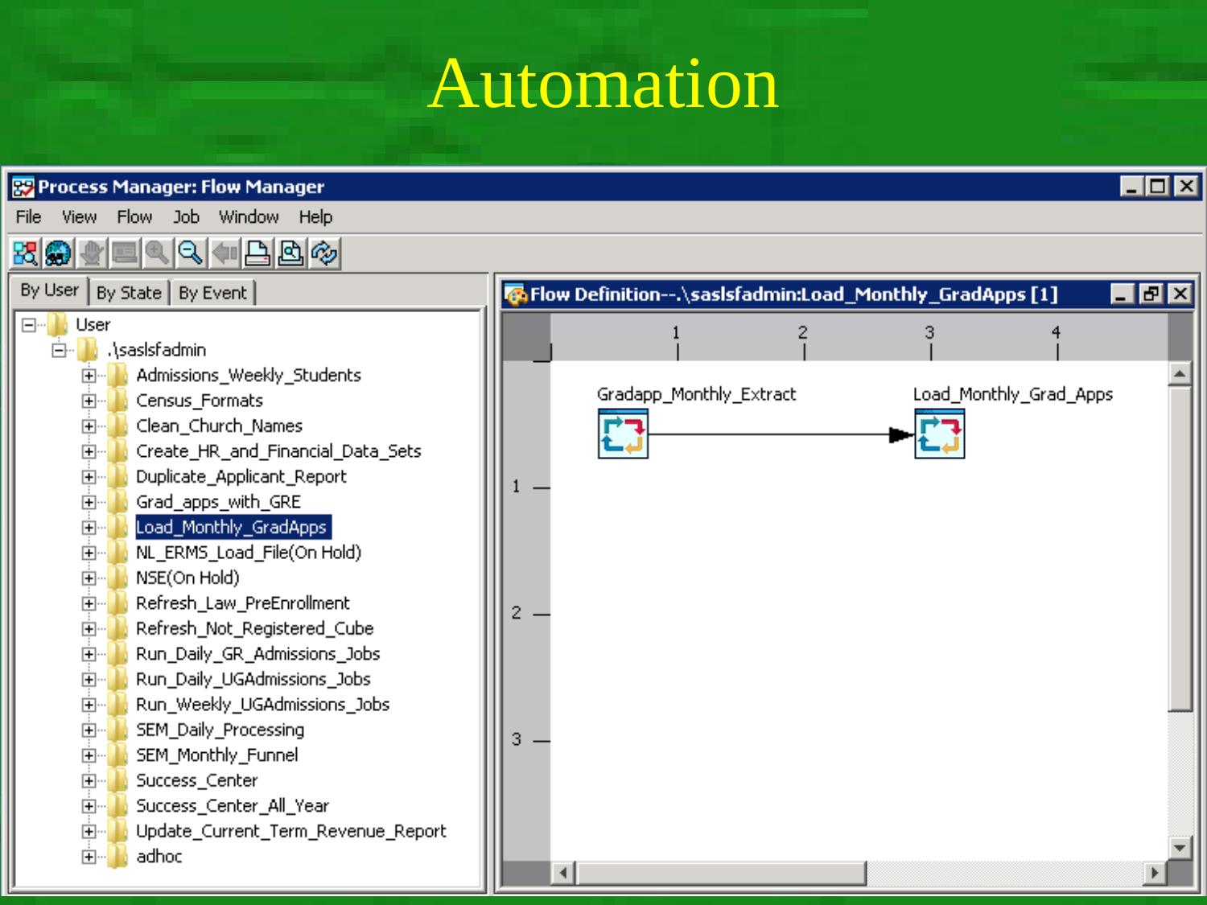# Automation

Process Manager: Flow Manager

File View Flow Job Window Help

By User | By State | By Event

- User
  - .\saslsfadmin
    - Admissions_Weekly_Students
    - Census_Formats
    - Clean_Church_Names
    - Create_HR_and_Financial_Data_Sets
    - Duplicate_Applicant_Report
    - Grad_apps_with_GRE
    - Load_Monthly_GradApps
    - NL_ERMS_Load_File(On Hold)
    - NSE(On Hold)
    - Refresh_Law_PreEnrollment
    - Refresh_Not_Registered_Cube
    - Run_Daily_GR_Admissions_Jobs
    - Run_Daily_UGAdmissions_Jobs
    - Run_Weekly_UGAdmissions_Jobs
    - SEM_Daily_Processing
    - SEM_Monthly_Funnel
    - Success_Center
    - Success_Center_All_Year
    - Update_Current_Term_Revenue_Report
    - adhoc

Flow Definition--.\saslsfadmin:Load_Monthly_GradApps [1]

Gradapp_Monthly_Extract → Load_Monthly_Grad_Apps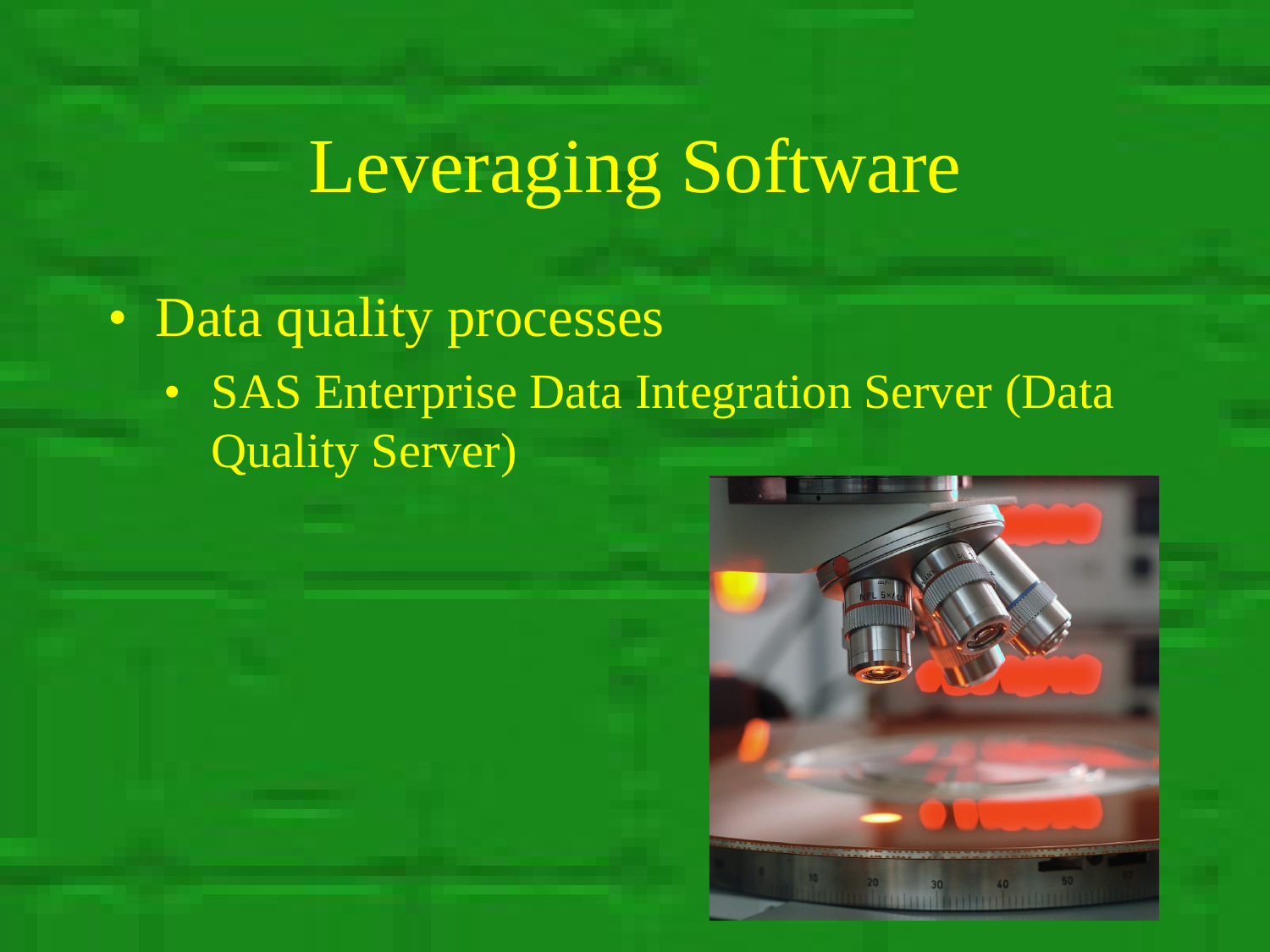# Leveraging Software

- Data quality processes
  - SAS Enterprise Data Integration Server (Data Quality Server)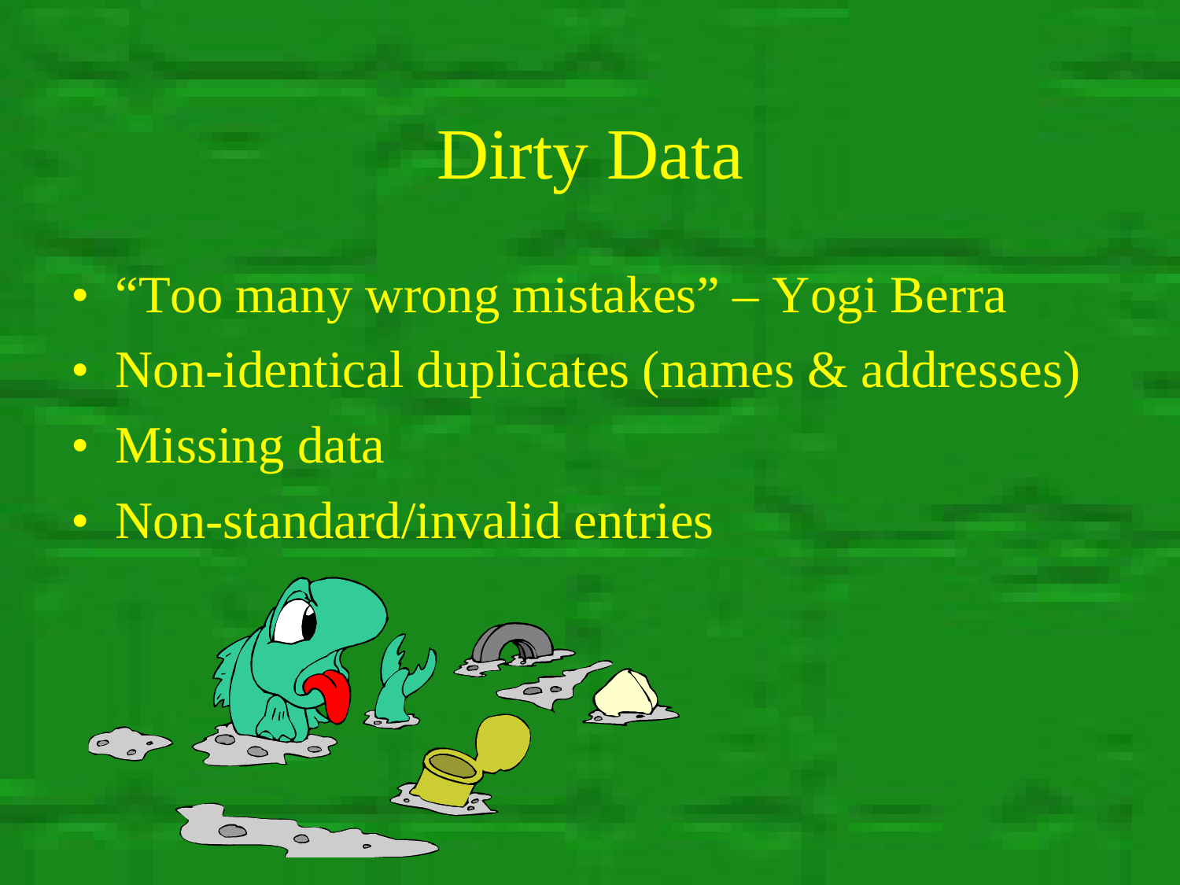# Dirty Data

- "Too many wrong mistakes" – Yogi Berra
- Non-identical duplicates (names & addresses)
- Missing data
- Non-standard/invalid entries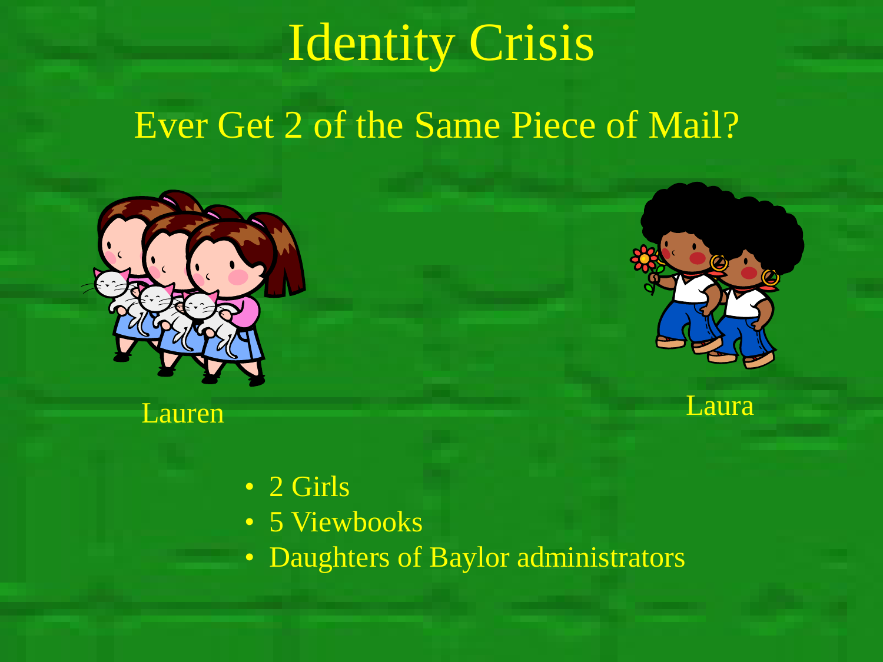# Identity Crisis

## Ever Get 2 of the Same Piece of Mail?

Lauren

Laura

- 2 Girls
- 5 Viewbooks
- Daughters of Baylor administrators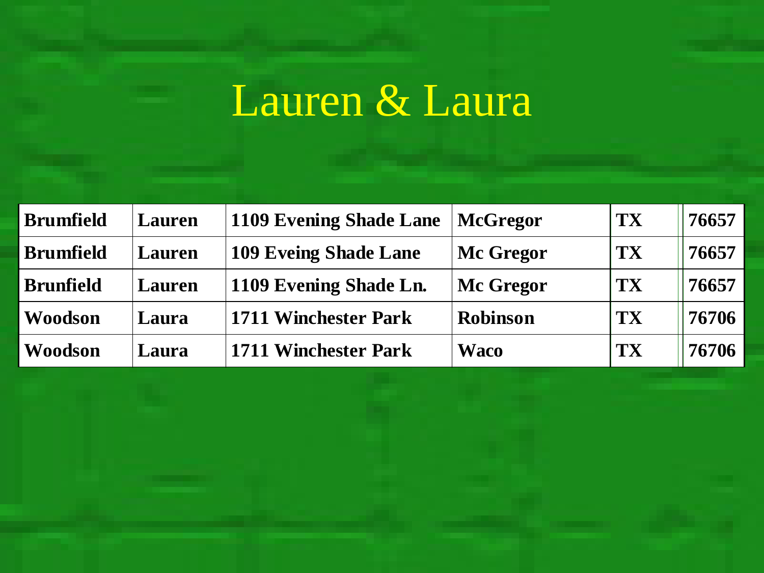# Lauren & Laura

| Brumfield | Lauren | 1109 Evening Shade Lane | McGregor | TX | 76657 |
|---|---|---|---|---|---|
| Brumfield | Lauren | 109 Eveing Shade Lane | Mc Gregor | TX | 76657 |
| Brunfield | Lauren | 1109 Evening Shade Ln. | Mc Gregor | TX | 76657 |
| Woodson | Laura | 1711 Winchester Park | Robinson | TX | 76706 |
| Woodson | Laura | 1711 Winchester Park | Waco | TX | 76706 |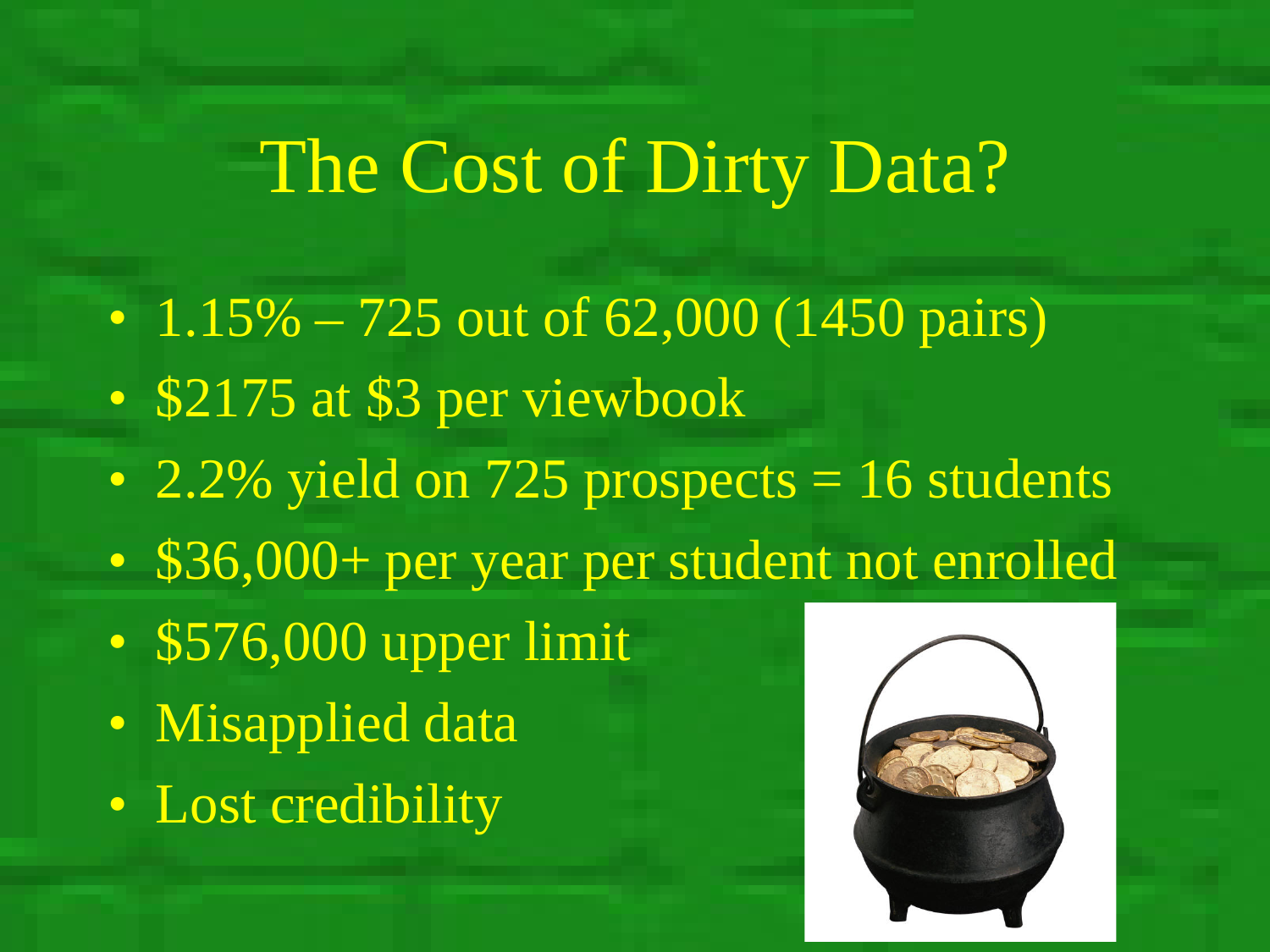# The Cost of Dirty Data?

- 1.15% – 725 out of 62,000 (1450 pairs)
- $2175 at $3 per viewbook
- 2.2% yield on 725 prospects = 16 students
- $36,000+ per year per student not enrolled
- $576,000 upper limit
- Misapplied data
- Lost credibility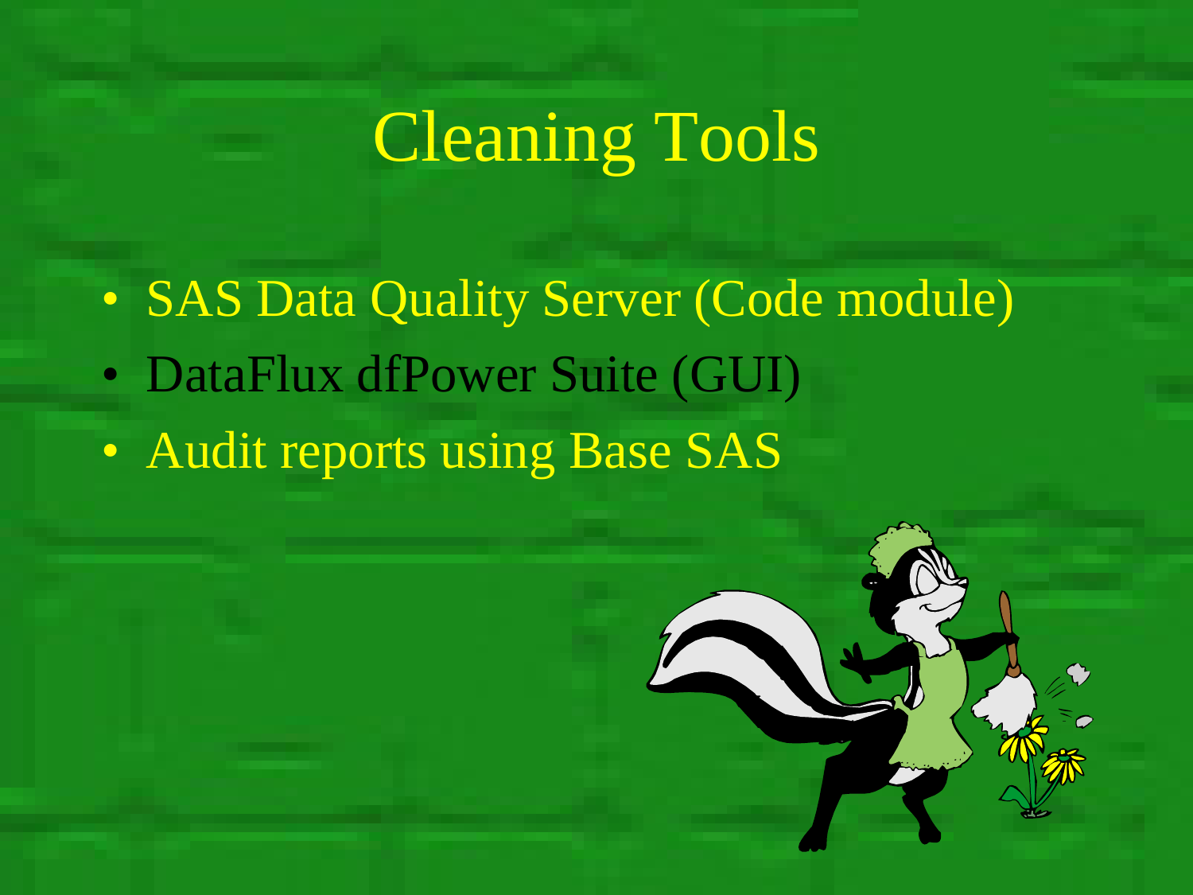# Cleaning Tools

- SAS Data Quality Server (Code module)
- DataFlux dfPower Suite (GUI)
- Audit reports using Base SAS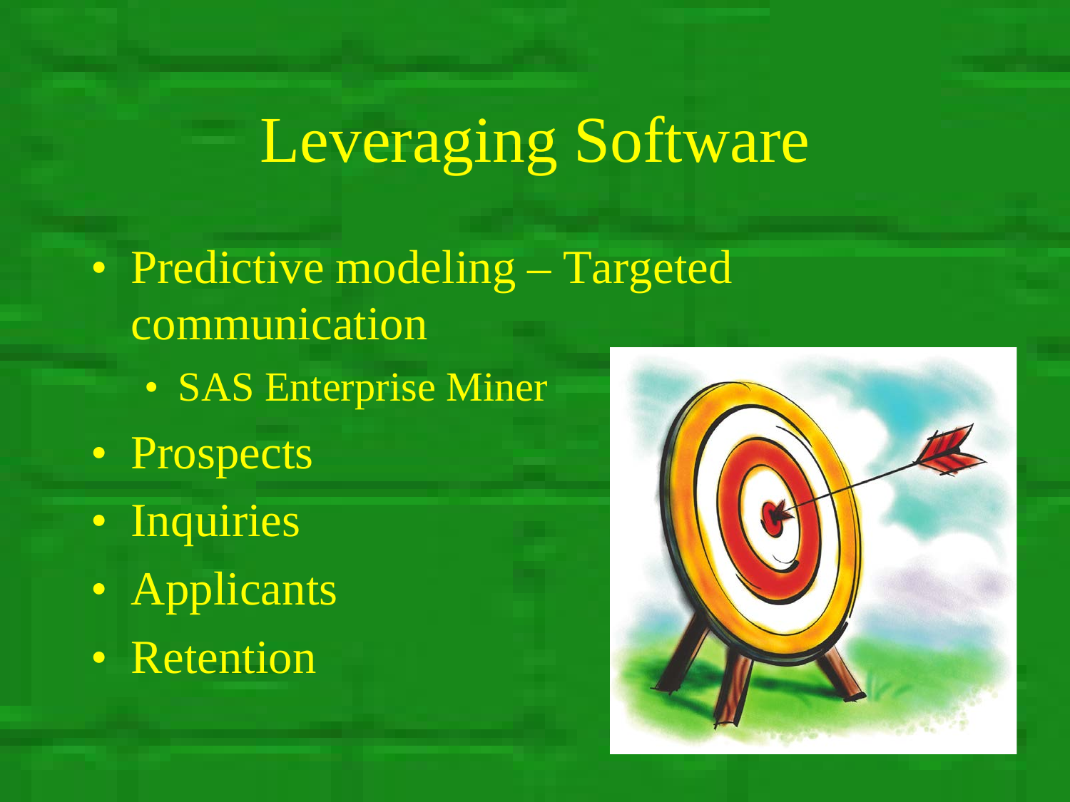# Leveraging Software

- Predictive modeling – Targeted communication
  - SAS Enterprise Miner
- Prospects
- Inquiries
- Applicants
- Retention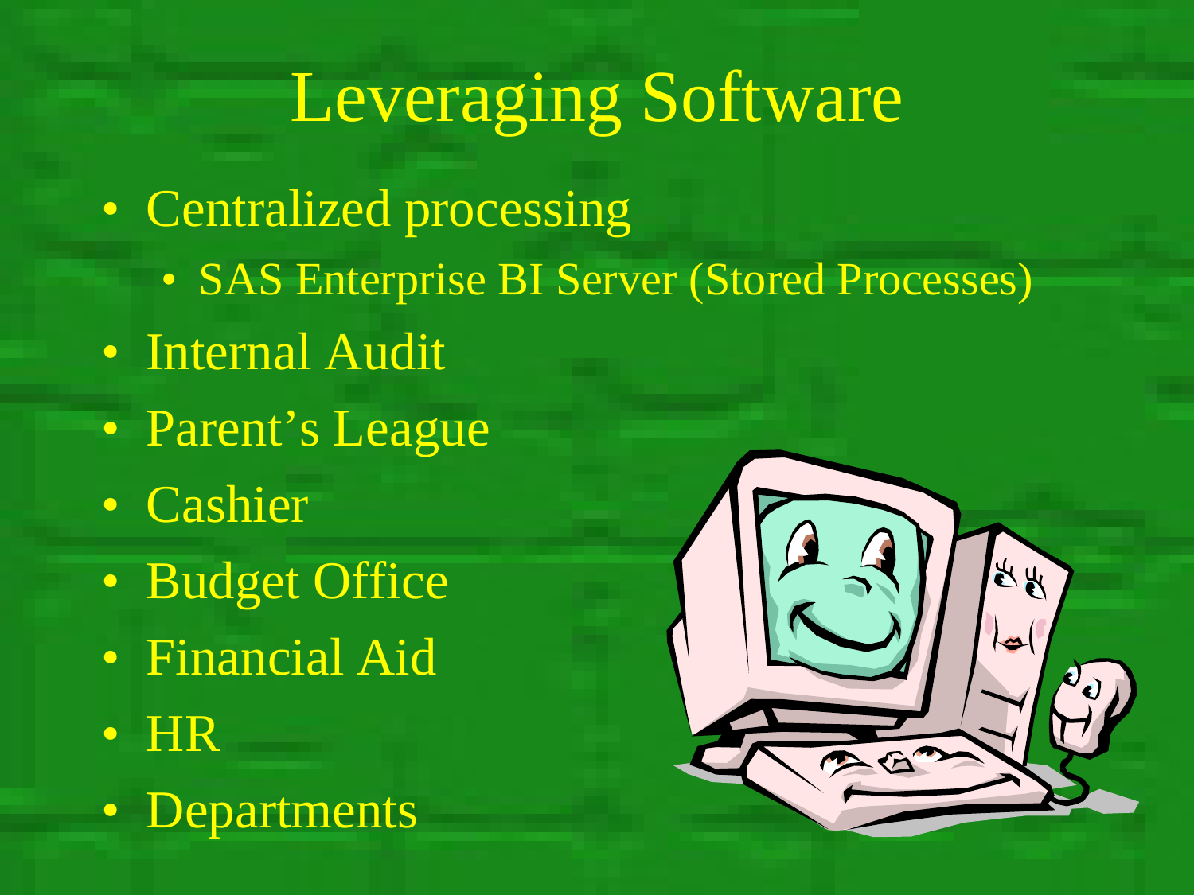# Leveraging Software

- Centralized processing
  - SAS Enterprise BI Server (Stored Processes)
- Internal Audit
- Parent's League
- Cashier
- Budget Office
- Financial Aid
- HR
- Departments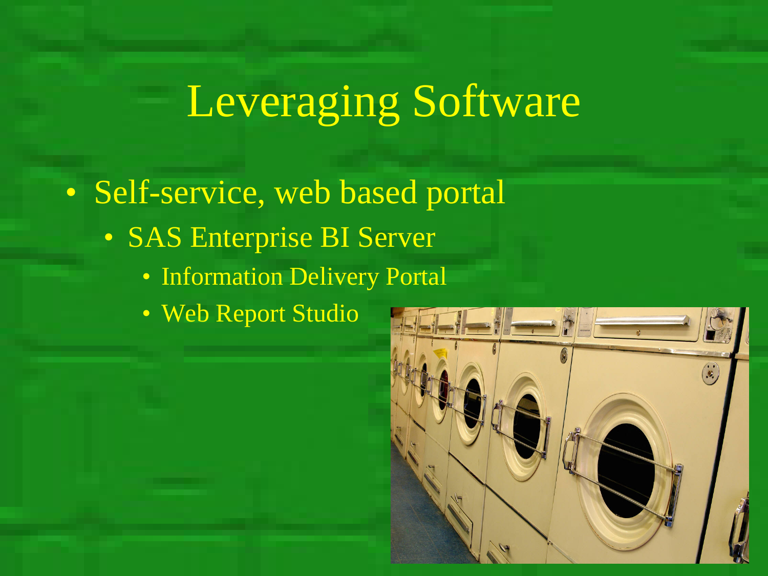# Leveraging Software

- Self-service, web based portal
  - SAS Enterprise BI Server
    - Information Delivery Portal
    - Web Report Studio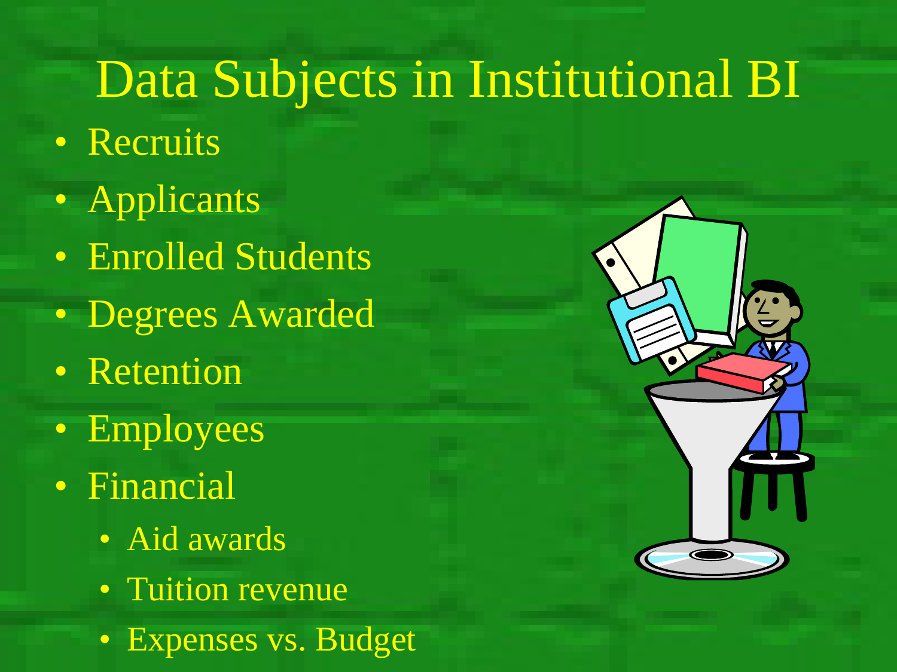# Data Subjects in Institutional BI

- Recruits
- Applicants
- Enrolled Students
- Degrees Awarded
- Retention
- Employees
- Financial
  - Aid awards
  - Tuition revenue
  - Expenses vs. Budget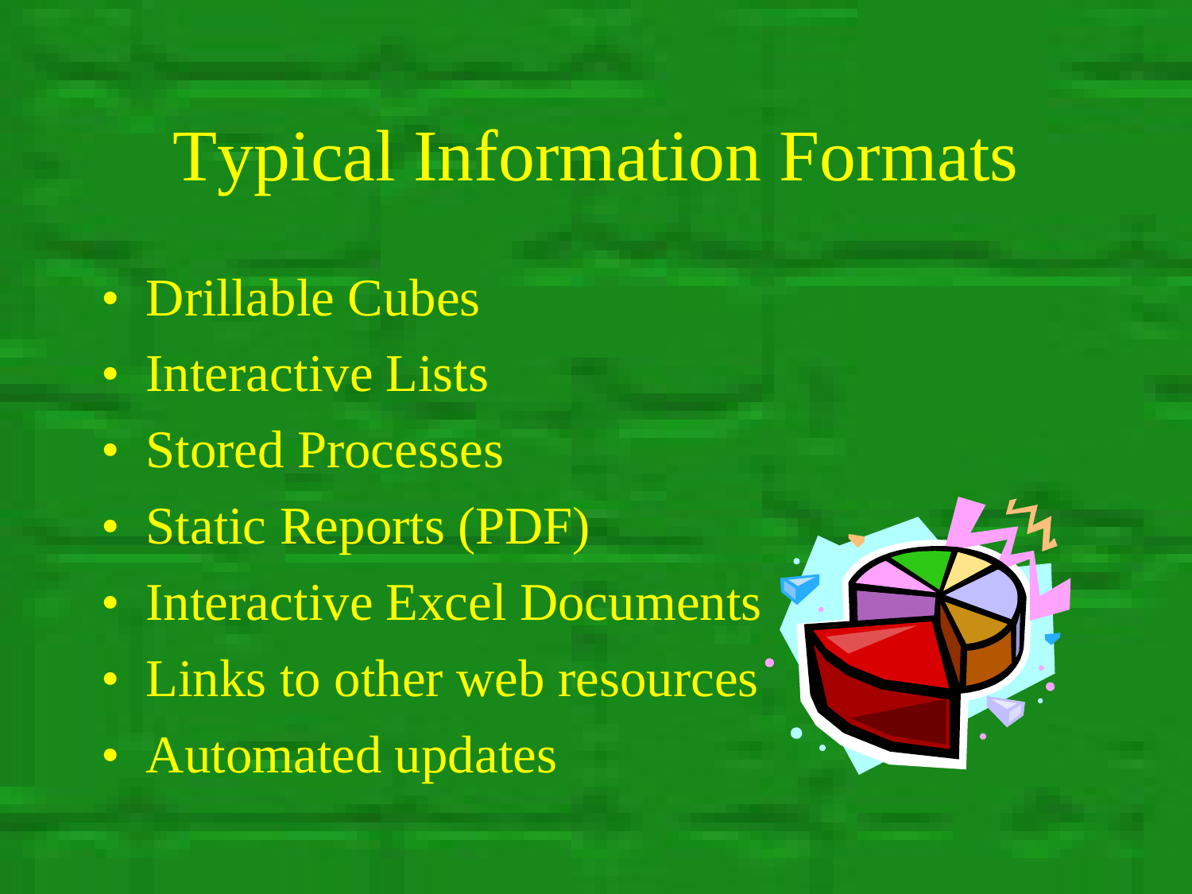# Typical Information Formats

- Drillable Cubes
- Interactive Lists
- Stored Processes
- Static Reports (PDF)
- Interactive Excel Documents
- Links to other web resources
- Automated updates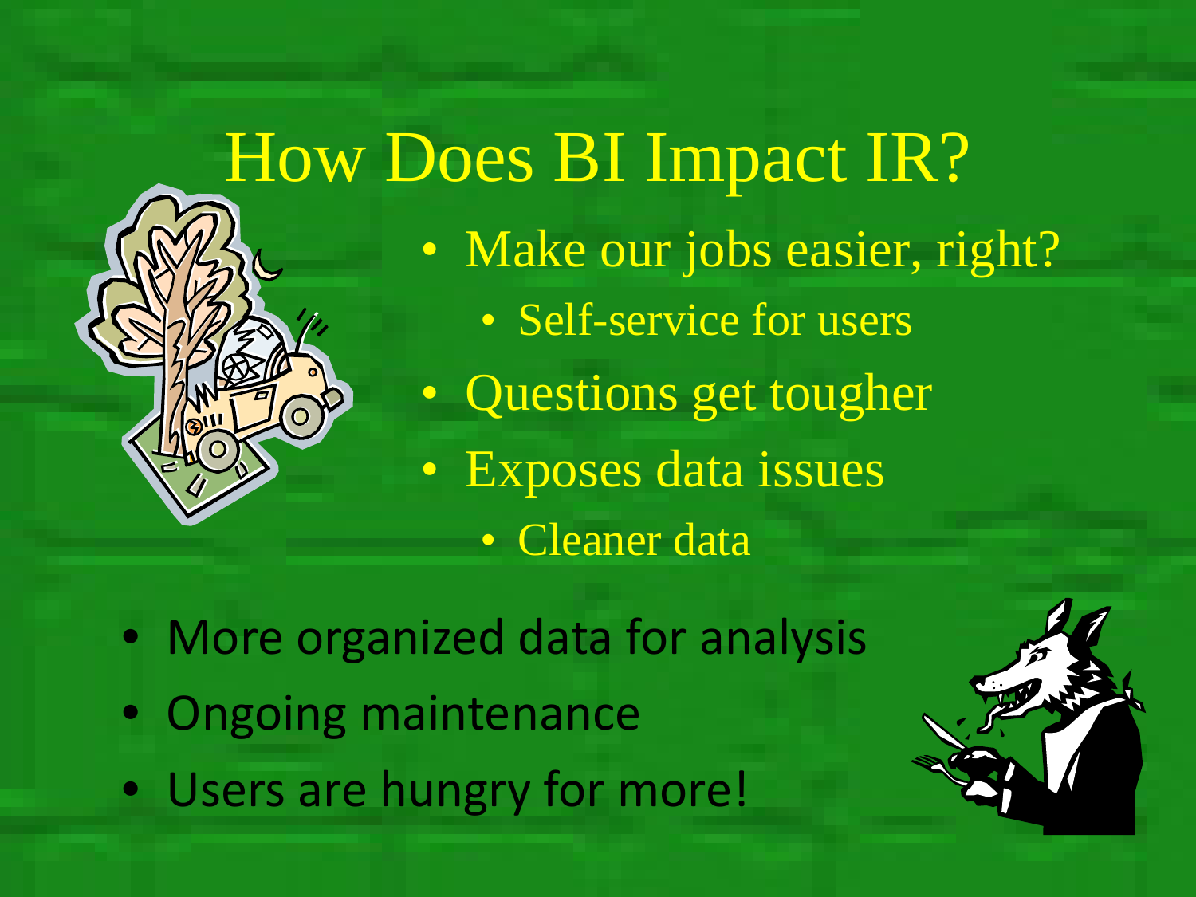# How Does BI Impact IR?

- Make our jobs easier, right?
  - Self-service for users
- Questions get tougher
- Exposes data issues
  - Cleaner data

- More organized data for analysis
- Ongoing maintenance
- Users are hungry for more!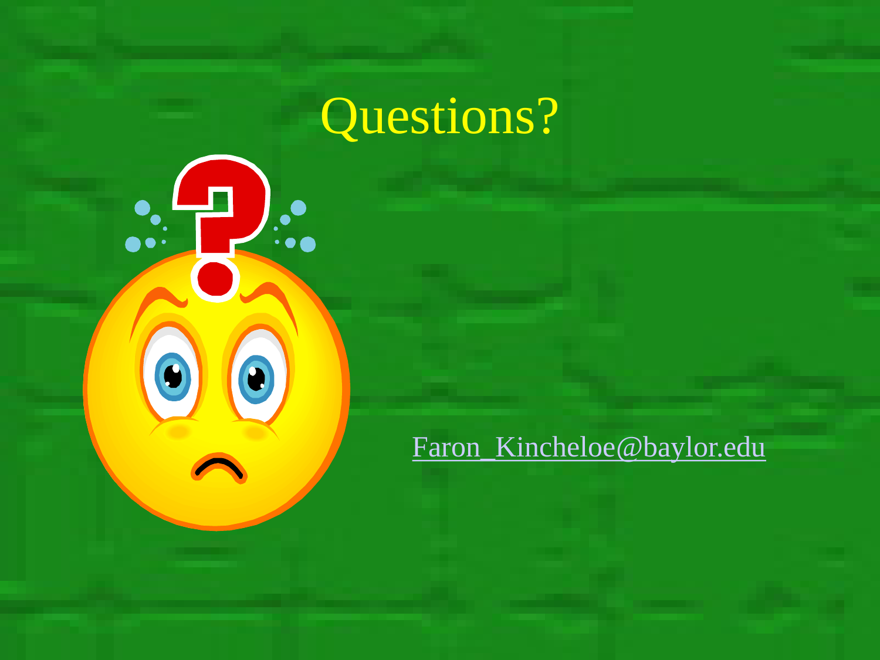# Questions?

Faron_Kincheloe@baylor.edu